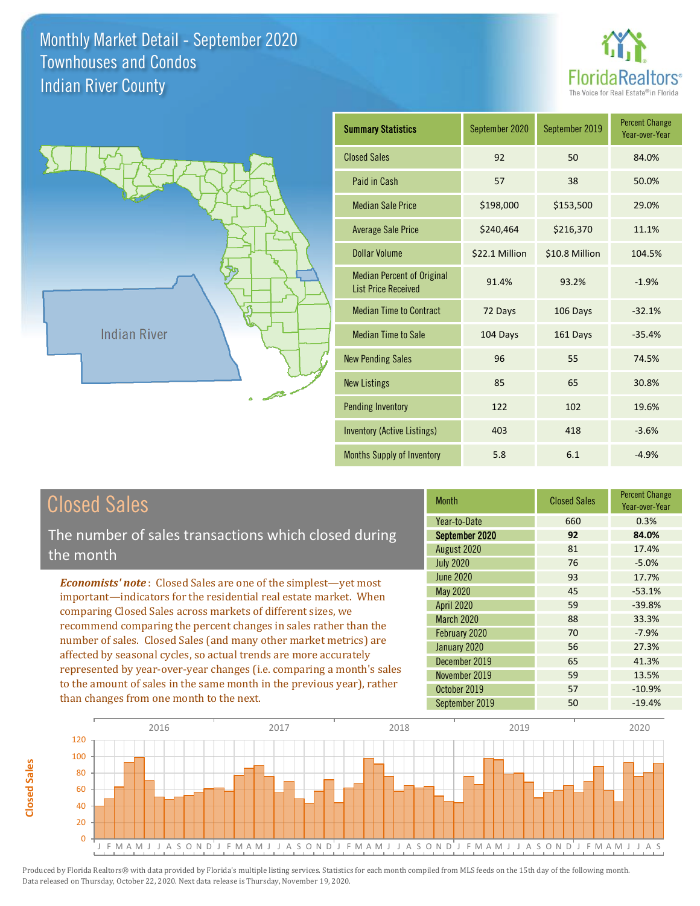# Monthly Market Detail - September 2020
## Townhouses and Condos
## Indian River County

| Summary Statistics | September 2020 | September 2019 | Percent Change Year-over-Year |
|---|---|---|---|
| Closed Sales | 92 | 50 | 84.0% |
| Paid in Cash | 57 | 38 | 50.0% |
| Median Sale Price | $198,000 | $153,500 | 29.0% |
| Average Sale Price | $240,464 | $216,370 | 11.1% |
| Dollar Volume | $22.1 Million | $10.8 Million | 104.5% |
| Median Percent of Original List Price Received | 91.4% | 93.2% | -1.9% |
| Median Time to Contract | 72 Days | 106 Days | -32.1% |
| Median Time to Sale | 104 Days | 161 Days | -35.4% |
| New Pending Sales | 96 | 55 | 74.5% |
| New Listings | 85 | 65 | 30.8% |
| Pending Inventory | 122 | 102 | 19.6% |
| Inventory (Active Listings) | 403 | 418 | -3.6% |
| Months Supply of Inventory | 5.8 | 6.1 | -4.9% |

## Closed Sales

The number of sales transactions which closed during the month

*Economists' note*: Closed Sales are one of the simplest—yet most important—indicators for the residential real estate market. When comparing Closed Sales across markets of different sizes, we recommend comparing the percent changes in sales rather than the number of sales. Closed Sales (and many other market metrics) are affected by seasonal cycles, so actual trends are more accurately represented by year-over-year changes (i.e. comparing a month's sales to the amount of sales in the same month in the previous year), rather than changes from one month to the next.

| Month | Closed Sales | Percent Change Year-over-Year |
|---|---|---|
| Year-to-Date | 660 | 0.3% |
| **September 2020** | **92** | **84.0%** |
| August 2020 | 81 | 17.4% |
| July 2020 | 76 | -5.0% |
| June 2020 | 93 | 17.7% |
| May 2020 | 45 | -53.1% |
| April 2020 | 59 | -39.8% |
| March 2020 | 88 | 33.3% |
| February 2020 | 70 | -7.9% |
| January 2020 | 56 | 27.3% |
| December 2019 | 65 | 41.3% |
| November 2019 | 59 | 13.5% |
| October 2019 | 57 | -10.9% |
| September 2019 | 50 | -19.4% |

Produced by Florida Realtors® with data provided by Florida's multiple listing services. Statistics for each month compiled from MLS feeds on the 15th day of the following month. Data released on Thursday, October 22, 2020. Next data release is Thursday, November 19, 2020.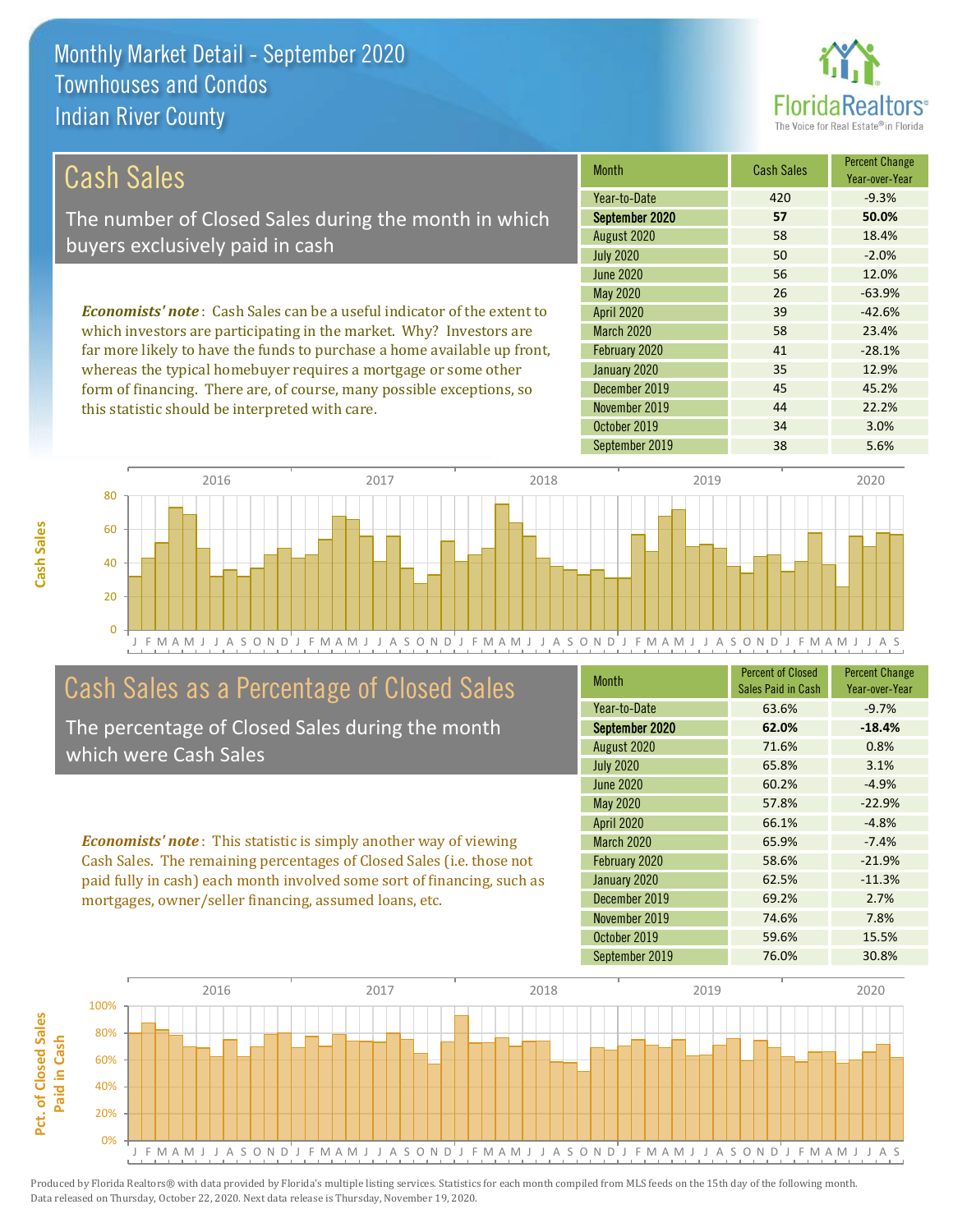# Monthly Market Detail - September 2020
## Townhouses and Condos
## Indian River County

## Cash Sales

The number of Closed Sales during the month in which buyers exclusively paid in cash

***Economists' note***: Cash Sales can be a useful indicator of the extent to which investors are participating in the market. Why? Investors are far more likely to have the funds to purchase a home available up front, whereas the typical homebuyer requires a mortgage or some other form of financing. There are, of course, many possible exceptions, so this statistic should be interpreted with care.

| Month | Cash Sales | Percent Change Year-over-Year |
|---|---|---|
| Year-to-Date | 420 | -9.3% |
| **September 2020** | **57** | **50.0%** |
| August 2020 | 58 | 18.4% |
| July 2020 | 50 | -2.0% |
| June 2020 | 56 | 12.0% |
| May 2020 | 26 | -63.9% |
| April 2020 | 39 | -42.6% |
| March 2020 | 58 | 23.4% |
| February 2020 | 41 | -28.1% |
| January 2020 | 35 | 12.9% |
| December 2019 | 45 | 45.2% |
| November 2019 | 44 | 22.2% |
| October 2019 | 34 | 3.0% |
| September 2019 | 38 | 5.6% |

## Cash Sales as a Percentage of Closed Sales

The percentage of Closed Sales during the month which were Cash Sales

***Economists' note***: This statistic is simply another way of viewing Cash Sales. The remaining percentages of Closed Sales (i.e. those not paid fully in cash) each month involved some sort of financing, such as mortgages, owner/seller financing, assumed loans, etc.

| Month | Percent of Closed Sales Paid in Cash | Percent Change Year-over-Year |
|---|---|---|
| Year-to-Date | 63.6% | -9.7% |
| **September 2020** | **62.0%** | **-18.4%** |
| August 2020 | 71.6% | 0.8% |
| July 2020 | 65.8% | 3.1% |
| June 2020 | 60.2% | -4.9% |
| May 2020 | 57.8% | -22.9% |
| April 2020 | 66.1% | -4.8% |
| March 2020 | 65.9% | -7.4% |
| February 2020 | 58.6% | -21.9% |
| January 2020 | 62.5% | -11.3% |
| December 2019 | 69.2% | 2.7% |
| November 2019 | 74.6% | 7.8% |
| October 2019 | 59.6% | 15.5% |
| September 2019 | 76.0% | 30.8% |

Produced by Florida Realtors® with data provided by Florida's multiple listing services. Statistics for each month compiled from MLS feeds on the 15th day of the following month. Data released on Thursday, October 22, 2020. Next data release is Thursday, November 19, 2020.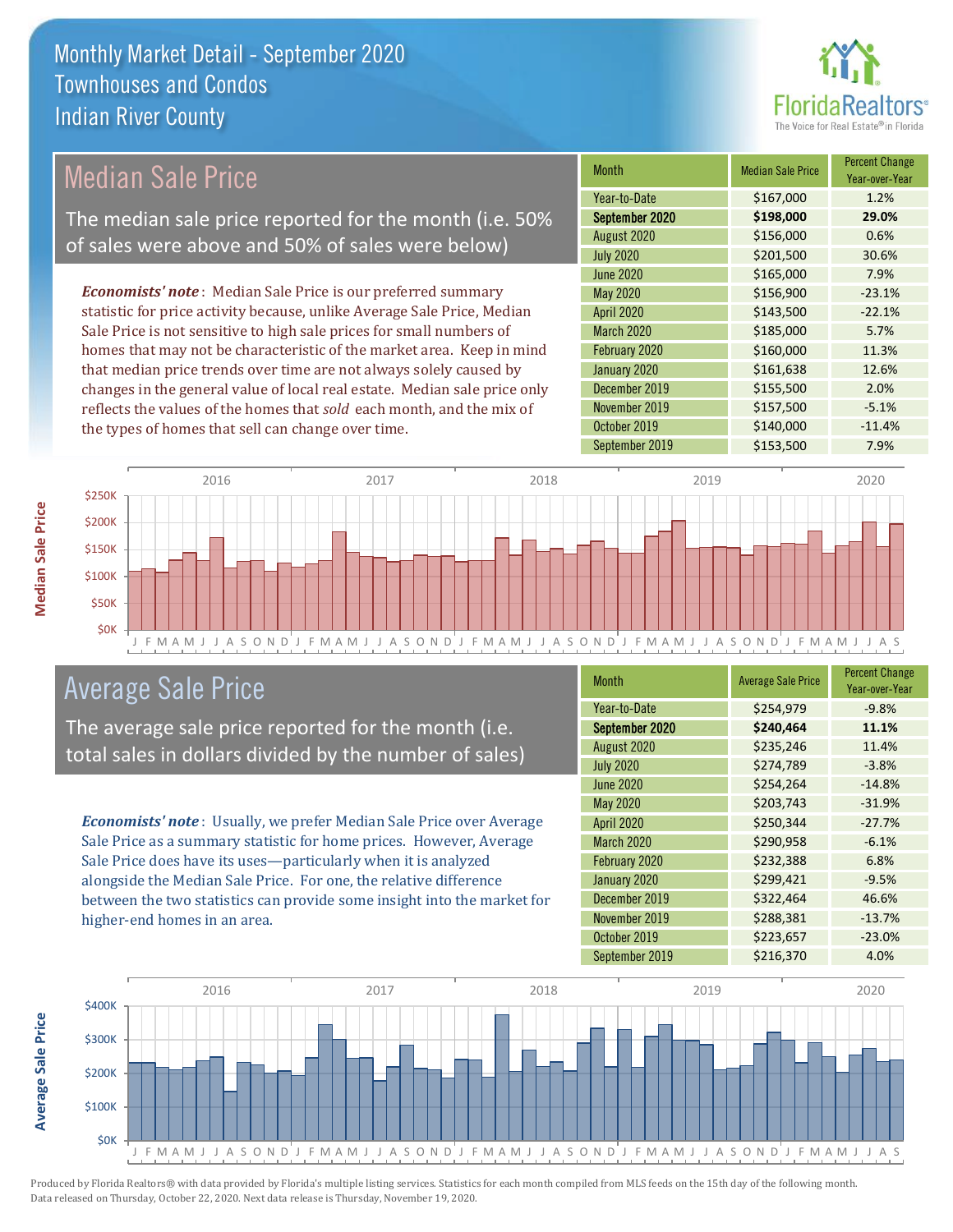# Monthly Market Detail - September 2020
## Townhouses and Condos
## Indian River County

## Median Sale Price

The median sale price reported for the month (i.e. 50% of sales were above and 50% of sales were below)

***Economists' note***: Median Sale Price is our preferred summary statistic for price activity because, unlike Average Sale Price, Median Sale Price is not sensitive to high sale prices for small numbers of homes that may not be characteristic of the market area. Keep in mind that median price trends over time are not always solely caused by changes in the general value of local real estate. Median sale price only reflects the values of the homes that *sold* each month, and the mix of the types of homes that sell can change over time.

| Month | Median Sale Price | Percent Change Year-over-Year |
|---|---|---|
| Year-to-Date | $167,000 | 1.2% |
| **September 2020** | **$198,000** | **29.0%** |
| August 2020 | $156,000 | 0.6% |
| July 2020 | $201,500 | 30.6% |
| June 2020 | $165,000 | 7.9% |
| May 2020 | $156,900 | -23.1% |
| April 2020 | $143,500 | -22.1% |
| March 2020 | $185,000 | 5.7% |
| February 2020 | $160,000 | 11.3% |
| January 2020 | $161,638 | 12.6% |
| December 2019 | $155,500 | 2.0% |
| November 2019 | $157,500 | -5.1% |
| October 2019 | $140,000 | -11.4% |
| September 2019 | $153,500 | 7.9% |

## Average Sale Price

The average sale price reported for the month (i.e. total sales in dollars divided by the number of sales)

***Economists' note***: Usually, we prefer Median Sale Price over Average Sale Price as a summary statistic for home prices. However, Average Sale Price does have its uses—particularly when it is analyzed alongside the Median Sale Price. For one, the relative difference between the two statistics can provide some insight into the market for higher-end homes in an area.

| Month | Average Sale Price | Percent Change Year-over-Year |
|---|---|---|
| Year-to-Date | $254,979 | -9.8% |
| **September 2020** | **$240,464** | **11.1%** |
| August 2020 | $235,246 | 11.4% |
| July 2020 | $274,789 | -3.8% |
| June 2020 | $254,264 | -14.8% |
| May 2020 | $203,743 | -31.9% |
| April 2020 | $250,344 | -27.7% |
| March 2020 | $290,958 | -6.1% |
| February 2020 | $232,388 | 6.8% |
| January 2020 | $299,421 | -9.5% |
| December 2019 | $322,464 | 46.6% |
| November 2019 | $288,381 | -13.7% |
| October 2019 | $223,657 | -23.0% |
| September 2019 | $216,370 | 4.0% |

Produced by Florida Realtors® with data provided by Florida's multiple listing services. Statistics for each month compiled from MLS feeds on the 15th day of the following month. Data released on Thursday, October 22, 2020. Next data release is Thursday, November 19, 2020.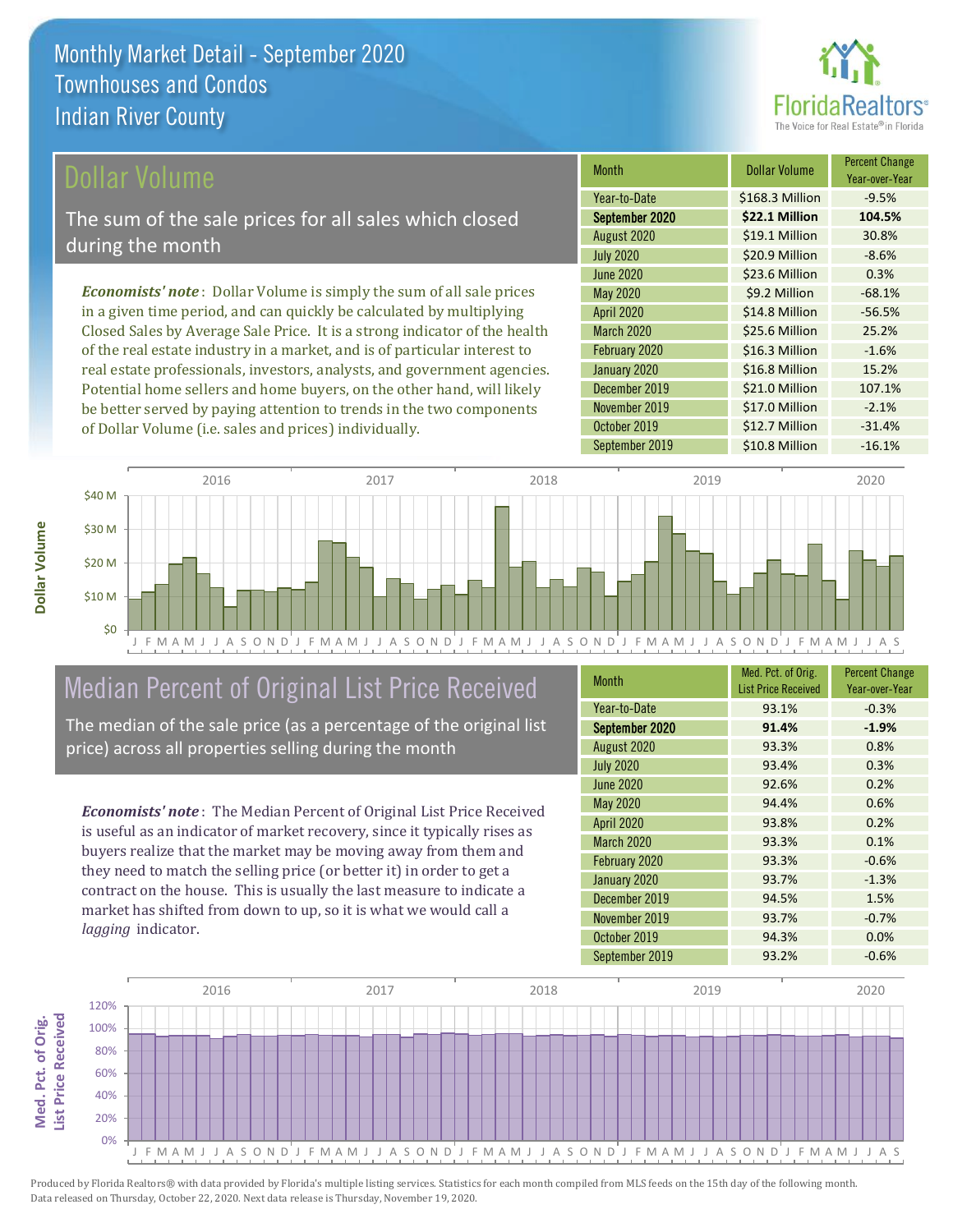# Monthly Market Detail - September 2020
## Townhouses and Condos
## Indian River County

## Dollar Volume

The sum of the sale prices for all sales which closed during the month

*Economists' note*: Dollar Volume is simply the sum of all sale prices in a given time period, and can quickly be calculated by multiplying Closed Sales by Average Sale Price. It is a strong indicator of the health of the real estate industry in a market, and is of particular interest to real estate professionals, investors, analysts, and government agencies. Potential home sellers and home buyers, on the other hand, will likely be better served by paying attention to trends in the two components of Dollar Volume (i.e. sales and prices) individually.

| Month | Dollar Volume | Percent Change Year-over-Year |
|---|---|---|
| Year-to-Date | $168.3 Million | -9.5% |
| **September 2020** | **$22.1 Million** | **104.5%** |
| August 2020 | $19.1 Million | 30.8% |
| July 2020 | $20.9 Million | -8.6% |
| June 2020 | $23.6 Million | 0.3% |
| May 2020 | $9.2 Million | -68.1% |
| April 2020 | $14.8 Million | -56.5% |
| March 2020 | $25.6 Million | 25.2% |
| February 2020 | $16.3 Million | -1.6% |
| January 2020 | $16.8 Million | 15.2% |
| December 2019 | $21.0 Million | 107.1% |
| November 2019 | $17.0 Million | -2.1% |
| October 2019 | $12.7 Million | -31.4% |
| September 2019 | $10.8 Million | -16.1% |

## Median Percent of Original List Price Received

The median of the sale price (as a percentage of the original list price) across all properties selling during the month

*Economists' note*: The Median Percent of Original List Price Received is useful as an indicator of market recovery, since it typically rises as buyers realize that the market may be moving away from them and they need to match the selling price (or better it) in order to get a contract on the house. This is usually the last measure to indicate a market has shifted from down to up, so it is what we would call a *lagging* indicator.

| Month | Med. Pct. of Orig. List Price Received | Percent Change Year-over-Year |
|---|---|---|
| Year-to-Date | 93.1% | -0.3% |
| **September 2020** | **91.4%** | **-1.9%** |
| August 2020 | 93.3% | 0.8% |
| July 2020 | 93.4% | 0.3% |
| June 2020 | 92.6% | 0.2% |
| May 2020 | 94.4% | 0.6% |
| April 2020 | 93.8% | 0.2% |
| March 2020 | 93.3% | 0.1% |
| February 2020 | 93.3% | -0.6% |
| January 2020 | 93.7% | -1.3% |
| December 2019 | 94.5% | 1.5% |
| November 2019 | 93.7% | -0.7% |
| October 2019 | 94.3% | 0.0% |
| September 2019 | 93.2% | -0.6% |

Produced by Florida Realtors® with data provided by Florida's multiple listing services. Statistics for each month compiled from MLS feeds on the 15th day of the following month. Data released on Thursday, October 22, 2020. Next data release is Thursday, November 19, 2020.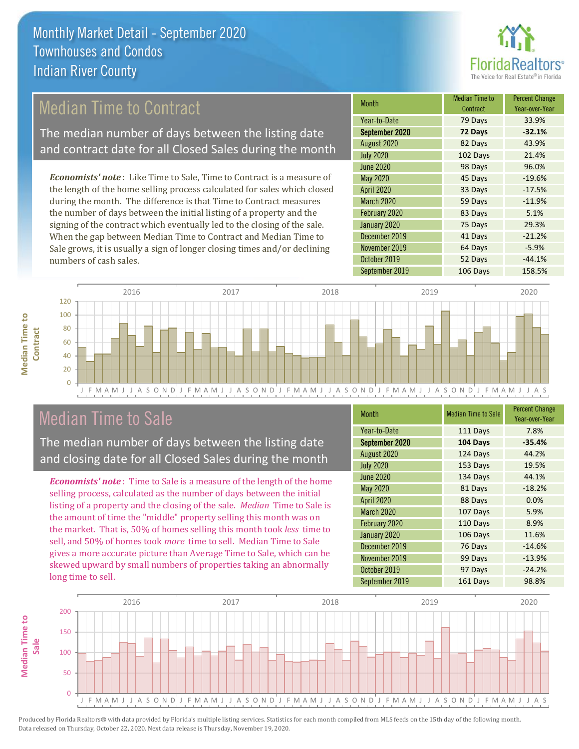# Monthly Market Detail - September 2020
## Townhouses and Condos
## Indian River County

## Median Time to Contract

The median number of days between the listing date and contract date for all Closed Sales during the month

*Economists' note*: Like Time to Sale, Time to Contract is a measure of the length of the home selling process calculated for sales which closed during the month. The difference is that Time to Contract measures the number of days between the initial listing of a property and the signing of the contract which eventually led to the closing of the sale. When the gap between Median Time to Contract and Median Time to Sale grows, it is usually a sign of longer closing times and/or declining numbers of cash sales.

| Month | Median Time to Contract | Percent Change Year-over-Year |
|---|---|---|
| Year-to-Date | 79 Days | 33.9% |
| **September 2020** | **72 Days** | **-32.1%** |
| August 2020 | 82 Days | 43.9% |
| July 2020 | 102 Days | 21.4% |
| June 2020 | 98 Days | 96.0% |
| May 2020 | 45 Days | -19.6% |
| April 2020 | 33 Days | -17.5% |
| March 2020 | 59 Days | -11.9% |
| February 2020 | 83 Days | 5.1% |
| January 2020 | 75 Days | 29.3% |
| December 2019 | 41 Days | -21.2% |
| November 2019 | 64 Days | -5.9% |
| October 2019 | 52 Days | -44.1% |
| September 2019 | 106 Days | 158.5% |

## Median Time to Sale

The median number of days between the listing date and closing date for all Closed Sales during the month

*Economists' note*: Time to Sale is a measure of the length of the home selling process, calculated as the number of days between the initial listing of a property and the closing of the sale. *Median* Time to Sale is the amount of time the "middle" property selling this month was on the market. That is, 50% of homes selling this month took *less* time to sell, and 50% of homes took *more* time to sell. Median Time to Sale gives a more accurate picture than Average Time to Sale, which can be skewed upward by small numbers of properties taking an abnormally long time to sell.

| Month | Median Time to Sale | Percent Change Year-over-Year |
|---|---|---|
| Year-to-Date | 111 Days | 7.8% |
| **September 2020** | **104 Days** | **-35.4%** |
| August 2020 | 124 Days | 44.2% |
| July 2020 | 153 Days | 19.5% |
| June 2020 | 134 Days | 44.1% |
| May 2020 | 81 Days | -18.2% |
| April 2020 | 88 Days | 0.0% |
| March 2020 | 107 Days | 5.9% |
| February 2020 | 110 Days | 8.9% |
| January 2020 | 106 Days | 11.6% |
| December 2019 | 76 Days | -14.6% |
| November 2019 | 99 Days | -13.9% |
| October 2019 | 97 Days | -24.2% |
| September 2019 | 161 Days | 98.8% |

Produced by Florida Realtors® with data provided by Florida's multiple listing services. Statistics for each month compiled from MLS feeds on the 15th day of the following month. Data released on Thursday, October 22, 2020. Next data release is Thursday, November 19, 2020.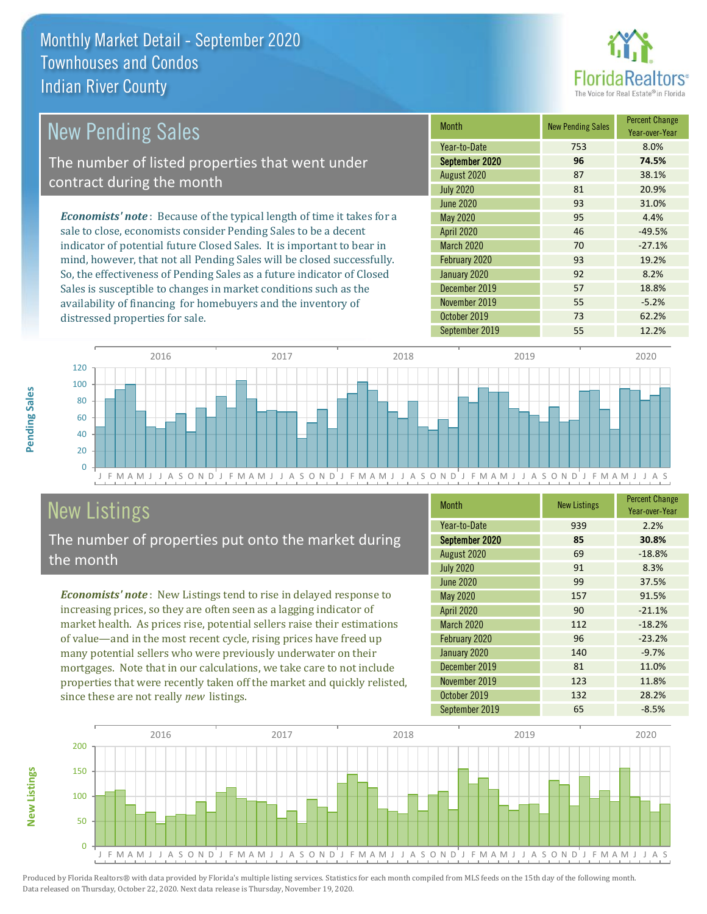# Monthly Market Detail - September 2020
## Townhouses and Condos
## Indian River County

## New Pending Sales

The number of listed properties that went under contract during the month

*Economists' note*: Because of the typical length of time it takes for a sale to close, economists consider Pending Sales to be a decent indicator of potential future Closed Sales. It is important to bear in mind, however, that not all Pending Sales will be closed successfully. So, the effectiveness of Pending Sales as a future indicator of Closed Sales is susceptible to changes in market conditions such as the availability of financing for homebuyers and the inventory of distressed properties for sale.

| Month | New Pending Sales | Percent Change Year-over-Year |
|---|---|---|
| Year-to-Date | 753 | 8.0% |
| **September 2020** | **96** | **74.5%** |
| August 2020 | 87 | 38.1% |
| July 2020 | 81 | 20.9% |
| June 2020 | 93 | 31.0% |
| May 2020 | 95 | 4.4% |
| April 2020 | 46 | -49.5% |
| March 2020 | 70 | -27.1% |
| February 2020 | 93 | 19.2% |
| January 2020 | 92 | 8.2% |
| December 2019 | 57 | 18.8% |
| November 2019 | 55 | -5.2% |
| October 2019 | 73 | 62.2% |
| September 2019 | 55 | 12.2% |

## New Listings

The number of properties put onto the market during the month

*Economists' note*: New Listings tend to rise in delayed response to increasing prices, so they are often seen as a lagging indicator of market health. As prices rise, potential sellers raise their estimations of value—and in the most recent cycle, rising prices have freed up many potential sellers who were previously underwater on their mortgages. Note that in our calculations, we take care to not include properties that were recently taken off the market and quickly relisted, since these are not really *new* listings.

| Month | New Listings | Percent Change Year-over-Year |
|---|---|---|
| Year-to-Date | 939 | 2.2% |
| **September 2020** | **85** | **30.8%** |
| August 2020 | 69 | -18.8% |
| July 2020 | 91 | 8.3% |
| June 2020 | 99 | 37.5% |
| May 2020 | 157 | 91.5% |
| April 2020 | 90 | -21.1% |
| March 2020 | 112 | -18.2% |
| February 2020 | 96 | -23.2% |
| January 2020 | 140 | -9.7% |
| December 2019 | 81 | 11.0% |
| November 2019 | 123 | 11.8% |
| October 2019 | 132 | 28.2% |
| September 2019 | 65 | -8.5% |

Produced by Florida Realtors® with data provided by Florida's multiple listing services. Statistics for each month compiled from MLS feeds on the 15th day of the following month. Data released on Thursday, October 22, 2020. Next data release is Thursday, November 19, 2020.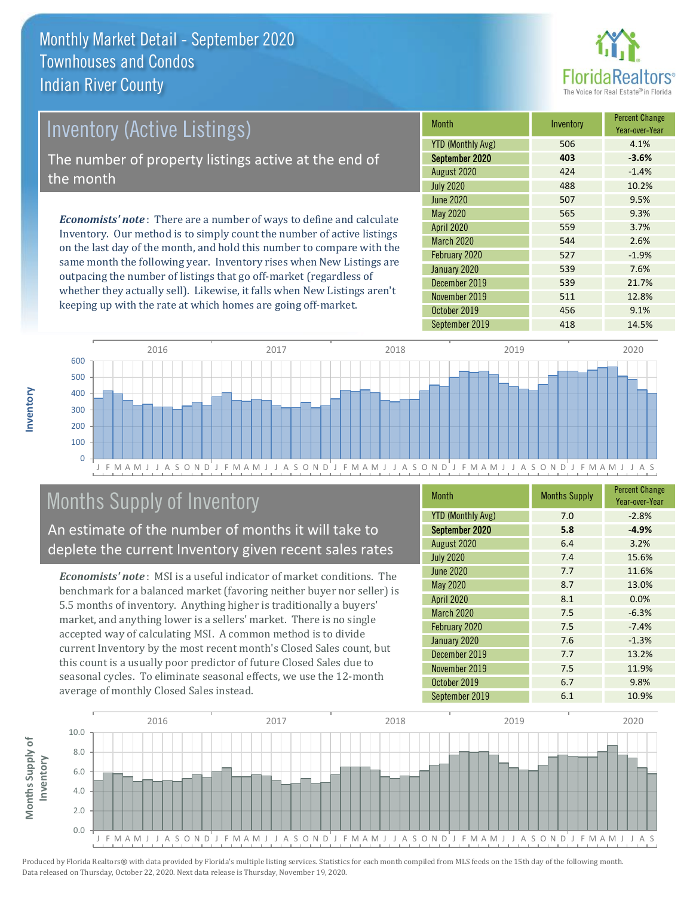# Monthly Market Detail - September 2020
## Townhouses and Condos
## Indian River County

## Inventory (Active Listings)

The number of property listings active at the end of the month

*Economists' note*: There are a number of ways to define and calculate Inventory. Our method is to simply count the number of active listings on the last day of the month, and hold this number to compare with the same month the following year. Inventory rises when New Listings are outpacing the number of listings that go off-market (regardless of whether they actually sell). Likewise, it falls when New Listings aren't keeping up with the rate at which homes are going off-market.

| Month | Inventory | Percent Change Year-over-Year |
|---|---|---|
| YTD (Monthly Avg) | 506 | 4.1% |
| **September 2020** | **403** | **-3.6%** |
| August 2020 | 424 | -1.4% |
| July 2020 | 488 | 10.2% |
| June 2020 | 507 | 9.5% |
| May 2020 | 565 | 9.3% |
| April 2020 | 559 | 3.7% |
| March 2020 | 544 | 2.6% |
| February 2020 | 527 | -1.9% |
| January 2020 | 539 | 7.6% |
| December 2019 | 539 | 21.7% |
| November 2019 | 511 | 12.8% |
| October 2019 | 456 | 9.1% |
| September 2019 | 418 | 14.5% |

## Months Supply of Inventory

An estimate of the number of months it will take to deplete the current Inventory given recent sales rates

*Economists' note*: MSI is a useful indicator of market conditions. The benchmark for a balanced market (favoring neither buyer nor seller) is 5.5 months of inventory. Anything higher is traditionally a buyers' market, and anything lower is a sellers' market. There is no single accepted way of calculating MSI. A common method is to divide current Inventory by the most recent month's Closed Sales count, but this count is a usually poor predictor of future Closed Sales due to seasonal cycles. To eliminate seasonal effects, we use the 12-month average of monthly Closed Sales instead.

| Month | Months Supply | Percent Change Year-over-Year |
|---|---|---|
| YTD (Monthly Avg) | 7.0 | -2.8% |
| **September 2020** | **5.8** | **-4.9%** |
| August 2020 | 6.4 | 3.2% |
| July 2020 | 7.4 | 15.6% |
| June 2020 | 7.7 | 11.6% |
| May 2020 | 8.7 | 13.0% |
| April 2020 | 8.1 | 0.0% |
| March 2020 | 7.5 | -6.3% |
| February 2020 | 7.5 | -7.4% |
| January 2020 | 7.6 | -1.3% |
| December 2019 | 7.7 | 13.2% |
| November 2019 | 7.5 | 11.9% |
| October 2019 | 6.7 | 9.8% |
| September 2019 | 6.1 | 10.9% |

Produced by Florida Realtors® with data provided by Florida's multiple listing services. Statistics for each month compiled from MLS feeds on the 15th day of the following month. Data released on Thursday, October 22, 2020. Next data release is Thursday, November 19, 2020.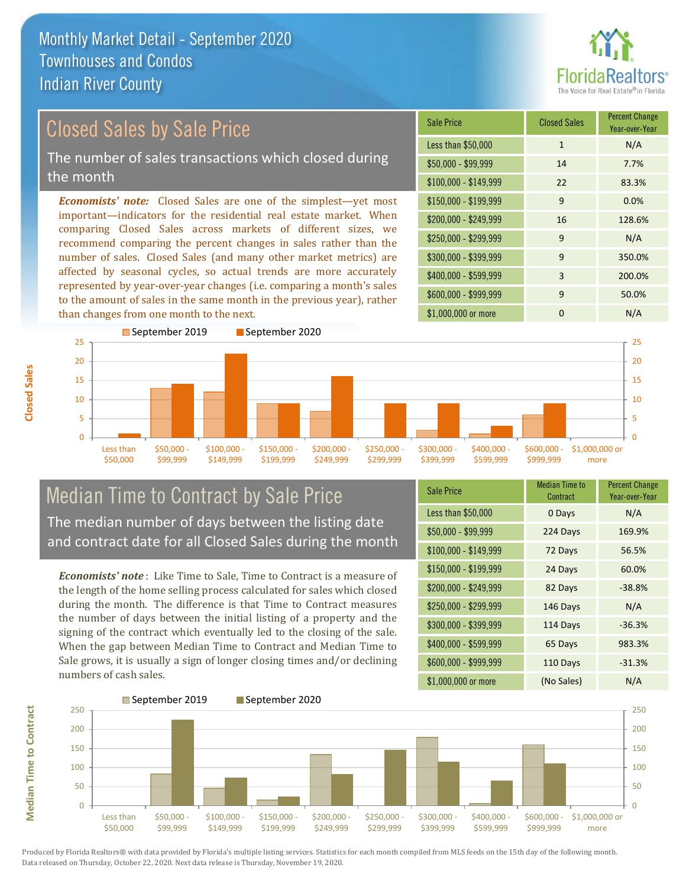# Monthly Market Detail - September 2020
## Townhouses and Condos
## Indian River County

## Closed Sales by Sale Price

The number of sales transactions which closed during the month

*Economists' note:* Closed Sales are one of the simplest—yet most important—indicators for the residential real estate market. When comparing Closed Sales across markets of different sizes, we recommend comparing the percent changes in sales rather than the number of sales. Closed Sales (and many other market metrics) are affected by seasonal cycles, so actual trends are more accurately represented by year-over-year changes (i.e. comparing a month's sales to the amount of sales in the same month in the previous year), rather than changes from one month to the next.

| Sale Price | Closed Sales | Percent Change Year-over-Year |
|---|---|---|
| Less than $50,000 | 1 | N/A |
| $50,000 - $99,999 | 14 | 7.7% |
| $100,000 - $149,999 | 22 | 83.3% |
| $150,000 - $199,999 | 9 | 0.0% |
| $200,000 - $249,999 | 16 | 128.6% |
| $250,000 - $299,999 | 9 | N/A |
| $300,000 - $399,999 | 9 | 350.0% |
| $400,000 - $599,999 | 3 | 200.0% |
| $600,000 - $999,999 | 9 | 50.0% |
| $1,000,000 or more | 0 | N/A |

## Median Time to Contract by Sale Price

The median number of days between the listing date and contract date for all Closed Sales during the month

*Economists' note*: Like Time to Sale, Time to Contract is a measure of the length of the home selling process calculated for sales which closed during the month. The difference is that Time to Contract measures the number of days between the initial listing of a property and the signing of the contract which eventually led to the closing of the sale. When the gap between Median Time to Contract and Median Time to Sale grows, it is usually a sign of longer closing times and/or declining numbers of cash sales.

| Sale Price | Median Time to Contract | Percent Change Year-over-Year |
|---|---|---|
| Less than $50,000 | 0 Days | N/A |
| $50,000 - $99,999 | 224 Days | 169.9% |
| $100,000 - $149,999 | 72 Days | 56.5% |
| $150,000 - $199,999 | 24 Days | 60.0% |
| $200,000 - $249,999 | 82 Days | -38.8% |
| $250,000 - $299,999 | 146 Days | N/A |
| $300,000 - $399,999 | 114 Days | -36.3% |
| $400,000 - $599,999 | 65 Days | 983.3% |
| $600,000 - $999,999 | 110 Days | -31.3% |
| $1,000,000 or more | (No Sales) | N/A |

Produced by Florida Realtors® with data provided by Florida's multiple listing services. Statistics for each month compiled from MLS feeds on the 15th day of the following month. Data released on Thursday, October 22, 2020. Next data release is Thursday, November 19, 2020.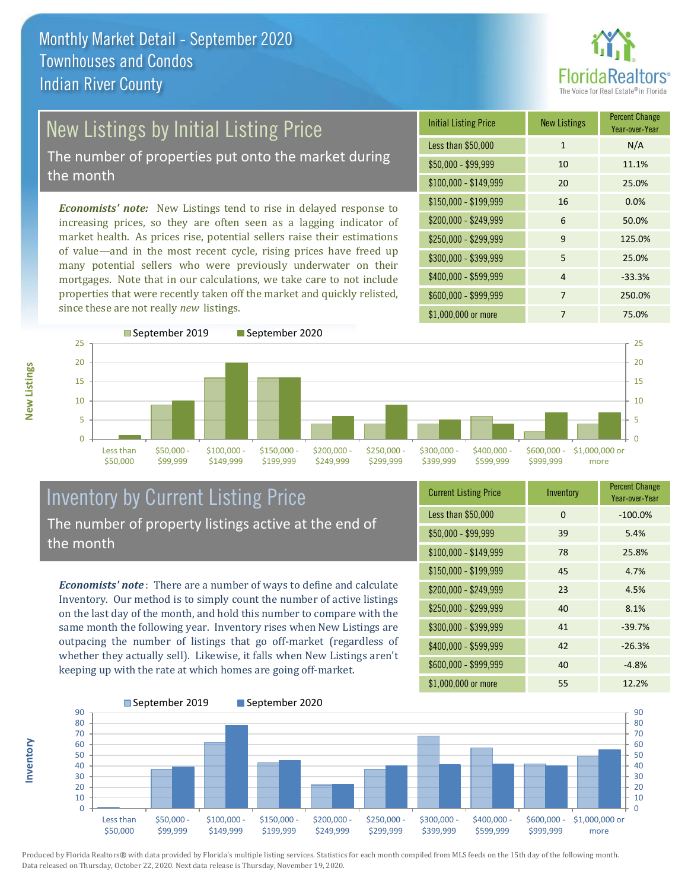# Monthly Market Detail - September 2020
## Townhouses and Condos
## Indian River County

## New Listings by Initial Listing Price

The number of properties put onto the market during the month

*Economists' note:* New Listings tend to rise in delayed response to increasing prices, so they are often seen as a lagging indicator of market health. As prices rise, potential sellers raise their estimations of value—and in the most recent cycle, rising prices have freed up many potential sellers who were previously underwater on their mortgages. Note that in our calculations, we take care to not include properties that were recently taken off the market and quickly relisted, since these are not really *new* listings.

| Initial Listing Price | New Listings | Percent Change Year-over-Year |
|---|---|---|
| Less than $50,000 | 1 | N/A |
| $50,000 - $99,999 | 10 | 11.1% |
| $100,000 - $149,999 | 20 | 25.0% |
| $150,000 - $199,999 | 16 | 0.0% |
| $200,000 - $249,999 | 6 | 50.0% |
| $250,000 - $299,999 | 9 | 125.0% |
| $300,000 - $399,999 | 5 | 25.0% |
| $400,000 - $599,999 | 4 | -33.3% |
| $600,000 - $999,999 | 7 | 250.0% |
| $1,000,000 or more | 7 | 75.0% |

## Inventory by Current Listing Price

The number of property listings active at the end of the month

*Economists' note*: There are a number of ways to define and calculate Inventory. Our method is to simply count the number of active listings on the last day of the month, and hold this number to compare with the same month the following year. Inventory rises when New Listings are outpacing the number of listings that go off-market (regardless of whether they actually sell). Likewise, it falls when New Listings aren't keeping up with the rate at which homes are going off-market.

| Current Listing Price | Inventory | Percent Change Year-over-Year |
|---|---|---|
| Less than $50,000 | 0 | -100.0% |
| $50,000 - $99,999 | 39 | 5.4% |
| $100,000 - $149,999 | 78 | 25.8% |
| $150,000 - $199,999 | 45 | 4.7% |
| $200,000 - $249,999 | 23 | 4.5% |
| $250,000 - $299,999 | 40 | 8.1% |
| $300,000 - $399,999 | 41 | -39.7% |
| $400,000 - $599,999 | 42 | -26.3% |
| $600,000 - $999,999 | 40 | -4.8% |
| $1,000,000 or more | 55 | 12.2% |

Produced by Florida Realtors® with data provided by Florida's multiple listing services. Statistics for each month compiled from MLS feeds on the 15th day of the following month. Data released on Thursday, October 22, 2020. Next data release is Thursday, November 19, 2020.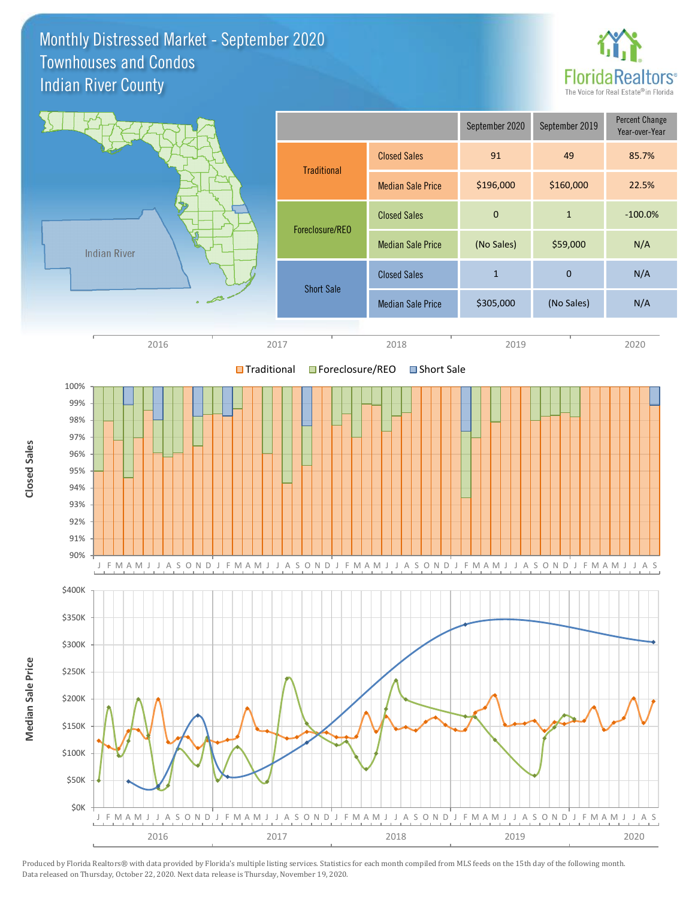# Monthly Distressed Market - September 2020
## Townhouses and Condos
## Indian River County

FloridaRealtors®
The Voice for Real Estate® in Florida

Indian River

| | | September 2020 | September 2019 | Percent Change Year-over-Year |
|---|---|---|---|---|
| Traditional | Closed Sales | 91 | 49 | 85.7% |
| | Median Sale Price | $196,000 | $160,000 | 22.5% |
| Foreclosure/REO | Closed Sales | 0 | 1 | -100.0% |
| | Median Sale Price | (No Sales) | $59,000 | N/A |
| Short Sale | Closed Sales | 1 | 0 | N/A |
| | Median Sale Price | $305,000 | (No Sales) | N/A |

2016 2017 2018 2019 2020

Traditional Foreclosure/REO Short Sale

Closed Sales

100% 99% 98% 97% 96% 95% 94% 93% 92% 91% 90%

J F M A M J J A S O N D J F M A M J J A S O N D J F M A M J J A S O N D J F M A M J J A S O N D J F M A M J J A S

Median Sale Price

$400K $350K $300K $250K $200K $150K $100K $50K $0K

J F M A M J J A S O N D J F M A M J J A S O N D J F M A M J J A S O N D J F M A M J J A S O N D J F M A M J J A S

2016 2017 2018 2019 2020

Produced by Florida Realtors® with data provided by Florida's multiple listing services. Statistics for each month compiled from MLS feeds on the 15th day of the following month. Data released on Thursday, October 22, 2020. Next data release is Thursday, November 19, 2020.